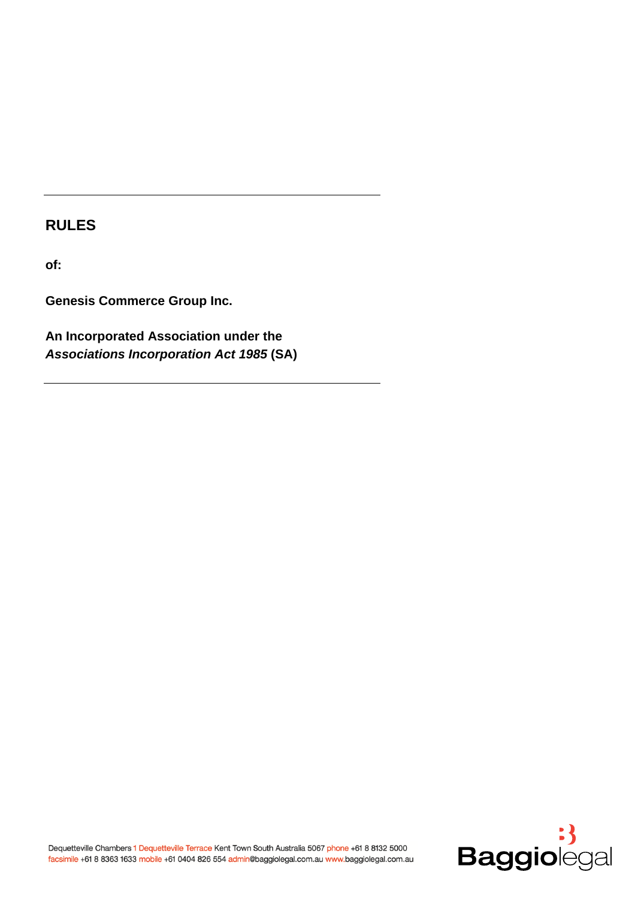---

# RULES

**of:**

**Genesis Commerce Group Inc.**

**An Incorporated Association under the *Associations Incorporation Act 1985* (SA)**

---

Dequetteville Chambers 1 Dequetteville Terrace Kent Town South Australia 5067 phone +61 8 8132 5000 facsimile +61 8 8363 1633 mobile +61 0404 826 554 admin@baggiolegal.com.au www.baggiolegal.com.au

Baggiolegal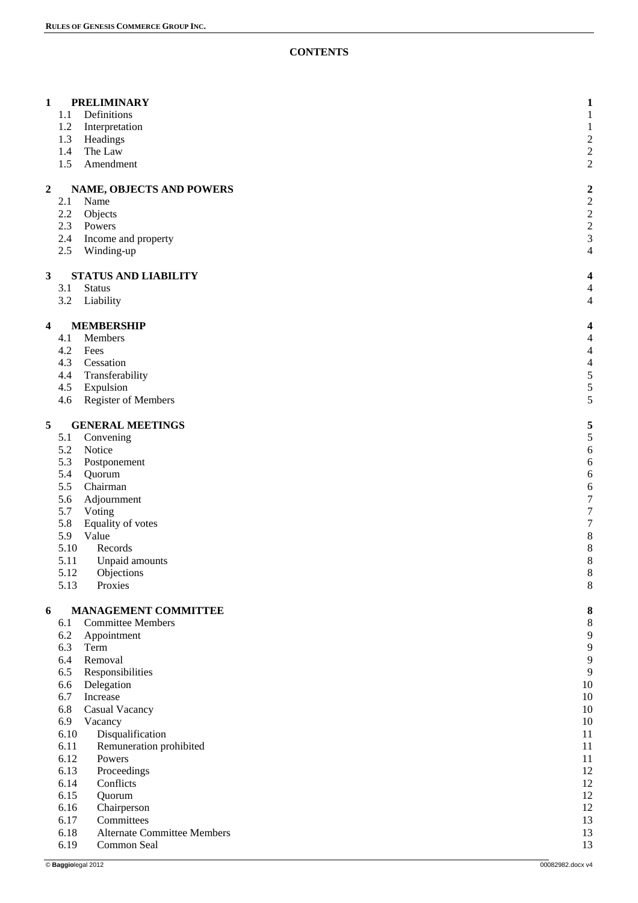**CONTENTS**

| | | |
|---|---|---|
| **1** | **PRELIMINARY** | **1** |
| 1.1 | Definitions | 1 |
| 1.2 | Interpretation | 1 |
| 1.3 | Headings | 2 |
| 1.4 | The Law | 2 |
| 1.5 | Amendment | 2 |
| **2** | **NAME, OBJECTS AND POWERS** | **2** |
| 2.1 | Name | 2 |
| 2.2 | Objects | 2 |
| 2.3 | Powers | 2 |
| 2.4 | Income and property | 3 |
| 2.5 | Winding-up | 4 |
| **3** | **STATUS AND LIABILITY** | **4** |
| 3.1 | Status | 4 |
| 3.2 | Liability | 4 |
| **4** | **MEMBERSHIP** | **4** |
| 4.1 | Members | 4 |
| 4.2 | Fees | 4 |
| 4.3 | Cessation | 4 |
| 4.4 | Transferability | 5 |
| 4.5 | Expulsion | 5 |
| 4.6 | Register of Members | 5 |
| **5** | **GENERAL MEETINGS** | **5** |
| 5.1 | Convening | 5 |
| 5.2 | Notice | 6 |
| 5.3 | Postponement | 6 |
| 5.4 | Quorum | 6 |
| 5.5 | Chairman | 6 |
| 5.6 | Adjournment | 7 |
| 5.7 | Voting | 7 |
| 5.8 | Equality of votes | 7 |
| 5.9 | Value | 8 |
| 5.10 | Records | 8 |
| 5.11 | Unpaid amounts | 8 |
| 5.12 | Objections | 8 |
| 5.13 | Proxies | 8 |
| **6** | **MANAGEMENT COMMITTEE** | **8** |
| 6.1 | Committee Members | 8 |
| 6.2 | Appointment | 9 |
| 6.3 | Term | 9 |
| 6.4 | Removal | 9 |
| 6.5 | Responsibilities | 9 |
| 6.6 | Delegation | 10 |
| 6.7 | Increase | 10 |
| 6.8 | Casual Vacancy | 10 |
| 6.9 | Vacancy | 10 |
| 6.10 | Disqualification | 11 |
| 6.11 | Remuneration prohibited | 11 |
| 6.12 | Powers | 11 |
| 6.13 | Proceedings | 12 |
| 6.14 | Conflicts | 12 |
| 6.15 | Quorum | 12 |
| 6.16 | Chairperson | 12 |
| 6.17 | Committees | 13 |
| 6.18 | Alternate Committee Members | 13 |
| 6.19 | Common Seal | 13 |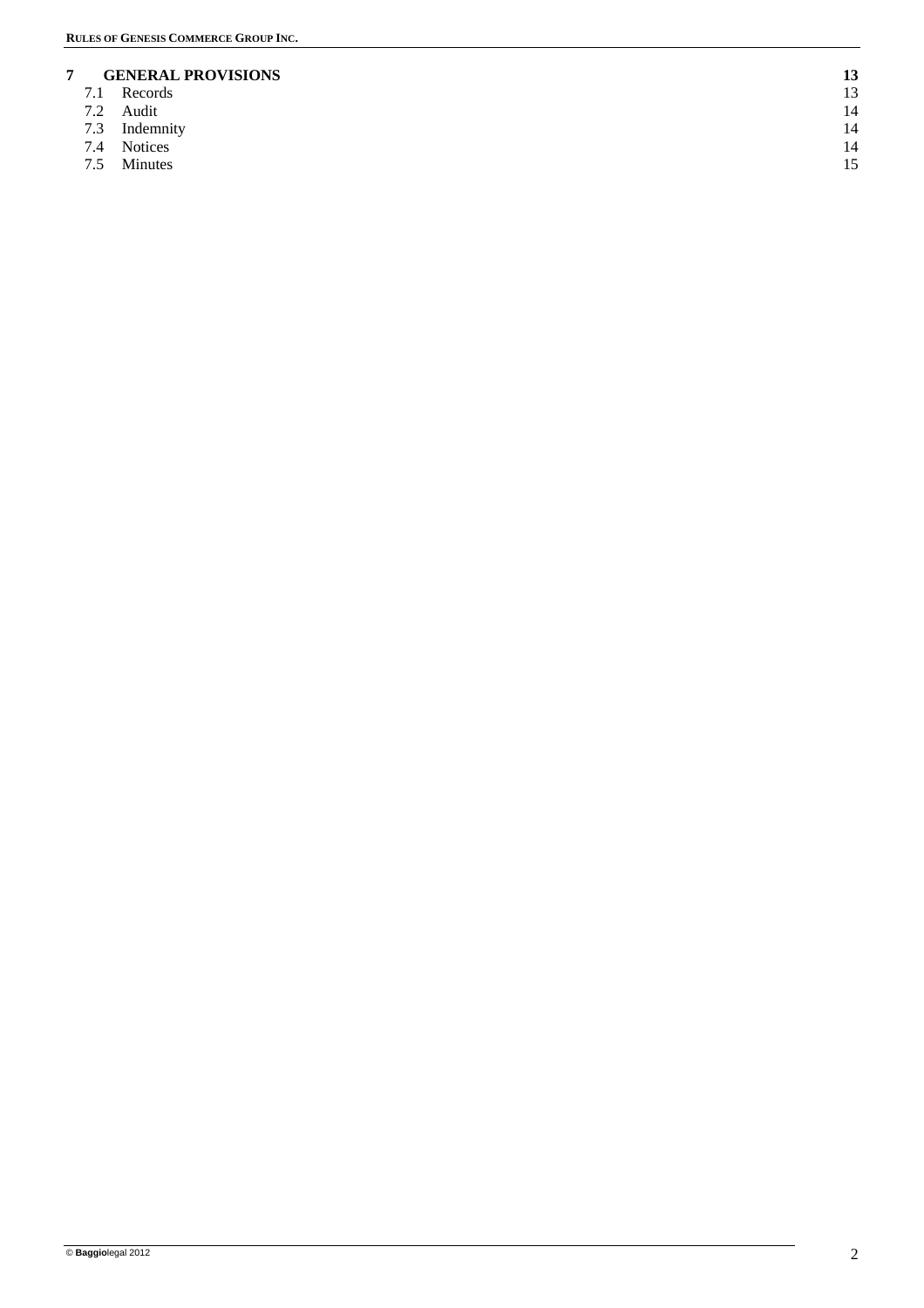| | | |
|---|---|---|
| **7** | **GENERAL PROVISIONS** | **13** |
| 7.1 | Records | 13 |
| 7.2 | Audit | 14 |
| 7.3 | Indemnity | 14 |
| 7.4 | Notices | 14 |
| 7.5 | Minutes | 15 |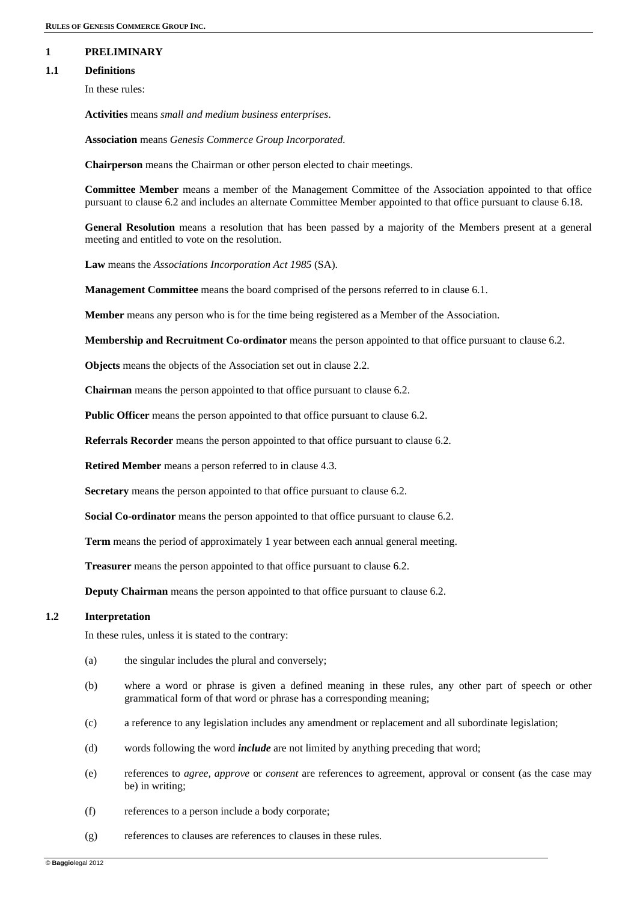# 1 PRELIMINARY

## 1.1 Definitions

In these rules:

**Activities** means *small and medium business enterprises*.

**Association** means *Genesis Commerce Group Incorporated*.

**Chairperson** means the Chairman or other person elected to chair meetings.

**Committee Member** means a member of the Management Committee of the Association appointed to that office pursuant to clause 6.2 and includes an alternate Committee Member appointed to that office pursuant to clause 6.18.

**General Resolution** means a resolution that has been passed by a majority of the Members present at a general meeting and entitled to vote on the resolution.

**Law** means the *Associations Incorporation Act 1985* (SA).

**Management Committee** means the board comprised of the persons referred to in clause 6.1.

**Member** means any person who is for the time being registered as a Member of the Association.

**Membership and Recruitment Co-ordinator** means the person appointed to that office pursuant to clause 6.2.

**Objects** means the objects of the Association set out in clause 2.2.

**Chairman** means the person appointed to that office pursuant to clause 6.2.

**Public Officer** means the person appointed to that office pursuant to clause 6.2.

**Referrals Recorder** means the person appointed to that office pursuant to clause 6.2.

**Retired Member** means a person referred to in clause 4.3.

**Secretary** means the person appointed to that office pursuant to clause 6.2.

**Social Co-ordinator** means the person appointed to that office pursuant to clause 6.2.

**Term** means the period of approximately 1 year between each annual general meeting.

**Treasurer** means the person appointed to that office pursuant to clause 6.2.

**Deputy Chairman** means the person appointed to that office pursuant to clause 6.2.

## 1.2 Interpretation

In these rules, unless it is stated to the contrary:

(a) the singular includes the plural and conversely;

(b) where a word or phrase is given a defined meaning in these rules, any other part of speech or other grammatical form of that word or phrase has a corresponding meaning;

(c) a reference to any legislation includes any amendment or replacement and all subordinate legislation;

(d) words following the word ***include*** are not limited by anything preceding that word;

(e) references to *agree*, *approve* or *consent* are references to agreement, approval or consent (as the case may be) in writing;

(f) references to a person include a body corporate;

(g) references to clauses are references to clauses in these rules.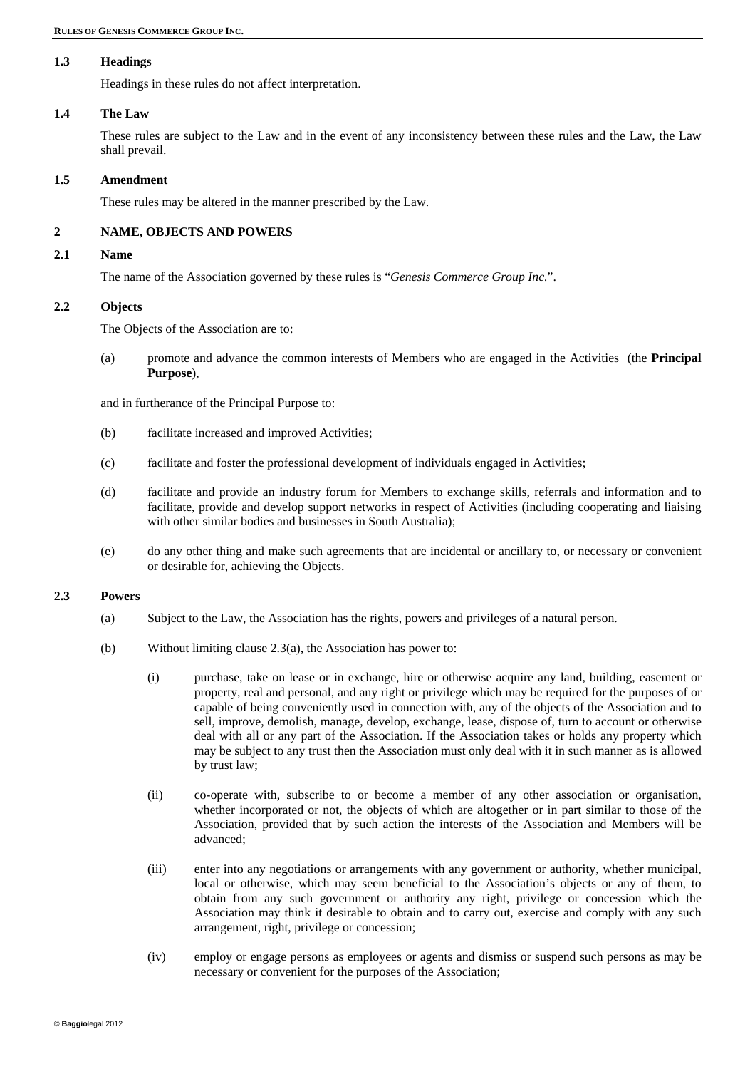### 1.3 Headings

Headings in these rules do not affect interpretation.

### 1.4 The Law

These rules are subject to the Law and in the event of any inconsistency between these rules and the Law, the Law shall prevail.

### 1.5 Amendment

These rules may be altered in the manner prescribed by the Law.

## 2 NAME, OBJECTS AND POWERS

### 2.1 Name

The name of the Association governed by these rules is "*Genesis Commerce Group Inc.*".

### 2.2 Objects

The Objects of the Association are to:

(a) promote and advance the common interests of Members who are engaged in the Activities (the **Principal Purpose**),

and in furtherance of the Principal Purpose to:

(b) facilitate increased and improved Activities;

(c) facilitate and foster the professional development of individuals engaged in Activities;

(d) facilitate and provide an industry forum for Members to exchange skills, referrals and information and to facilitate, provide and develop support networks in respect of Activities (including cooperating and liaising with other similar bodies and businesses in South Australia);

(e) do any other thing and make such agreements that are incidental or ancillary to, or necessary or convenient or desirable for, achieving the Objects.

### 2.3 Powers

(a) Subject to the Law, the Association has the rights, powers and privileges of a natural person.

(b) Without limiting clause 2.3(a), the Association has power to:

(i) purchase, take on lease or in exchange, hire or otherwise acquire any land, building, easement or property, real and personal, and any right or privilege which may be required for the purposes of or capable of being conveniently used in connection with, any of the objects of the Association and to sell, improve, demolish, manage, develop, exchange, lease, dispose of, turn to account or otherwise deal with all or any part of the Association. If the Association takes or holds any property which may be subject to any trust then the Association must only deal with it in such manner as is allowed by trust law;

(ii) co-operate with, subscribe to or become a member of any other association or organisation, whether incorporated or not, the objects of which are altogether or in part similar to those of the Association, provided that by such action the interests of the Association and Members will be advanced;

(iii) enter into any negotiations or arrangements with any government or authority, whether municipal, local or otherwise, which may seem beneficial to the Association's objects or any of them, to obtain from any such government or authority any right, privilege or concession which the Association may think it desirable to obtain and to carry out, exercise and comply with any such arrangement, right, privilege or concession;

(iv) employ or engage persons as employees or agents and dismiss or suspend such persons as may be necessary or convenient for the purposes of the Association;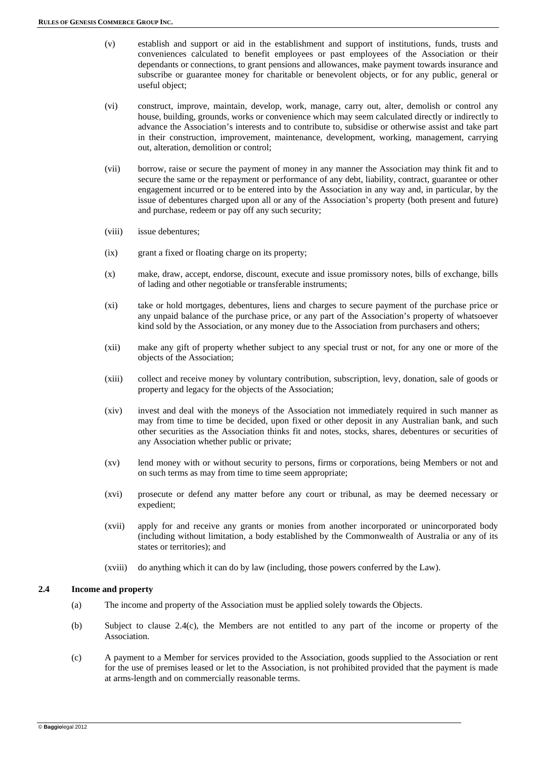(v) establish and support or aid in the establishment and support of institutions, funds, trusts and conveniences calculated to benefit employees or past employees of the Association or their dependants or connections, to grant pensions and allowances, make payment towards insurance and subscribe or guarantee money for charitable or benevolent objects, or for any public, general or useful object;

(vi) construct, improve, maintain, develop, work, manage, carry out, alter, demolish or control any house, building, grounds, works or convenience which may seem calculated directly or indirectly to advance the Association's interests and to contribute to, subsidise or otherwise assist and take part in their construction, improvement, maintenance, development, working, management, carrying out, alteration, demolition or control;

(vii) borrow, raise or secure the payment of money in any manner the Association may think fit and to secure the same or the repayment or performance of any debt, liability, contract, guarantee or other engagement incurred or to be entered into by the Association in any way and, in particular, by the issue of debentures charged upon all or any of the Association's property (both present and future) and purchase, redeem or pay off any such security;

(viii) issue debentures;

(ix) grant a fixed or floating charge on its property;

(x) make, draw, accept, endorse, discount, execute and issue promissory notes, bills of exchange, bills of lading and other negotiable or transferable instruments;

(xi) take or hold mortgages, debentures, liens and charges to secure payment of the purchase price or any unpaid balance of the purchase price, or any part of the Association's property of whatsoever kind sold by the Association, or any money due to the Association from purchasers and others;

(xii) make any gift of property whether subject to any special trust or not, for any one or more of the objects of the Association;

(xiii) collect and receive money by voluntary contribution, subscription, levy, donation, sale of goods or property and legacy for the objects of the Association;

(xiv) invest and deal with the moneys of the Association not immediately required in such manner as may from time to time be decided, upon fixed or other deposit in any Australian bank, and such other securities as the Association thinks fit and notes, stocks, shares, debentures or securities of any Association whether public or private;

(xv) lend money with or without security to persons, firms or corporations, being Members or not and on such terms as may from time to time seem appropriate;

(xvi) prosecute or defend any matter before any court or tribunal, as may be deemed necessary or expedient;

(xvii) apply for and receive any grants or monies from another incorporated or unincorporated body (including without limitation, a body established by the Commonwealth of Australia or any of its states or territories); and

(xviii) do anything which it can do by law (including, those powers conferred by the Law).

### 2.4 Income and property

(a) The income and property of the Association must be applied solely towards the Objects.

(b) Subject to clause 2.4(c), the Members are not entitled to any part of the income or property of the Association.

(c) A payment to a Member for services provided to the Association, goods supplied to the Association or rent for the use of premises leased or let to the Association, is not prohibited provided that the payment is made at arms-length and on commercially reasonable terms.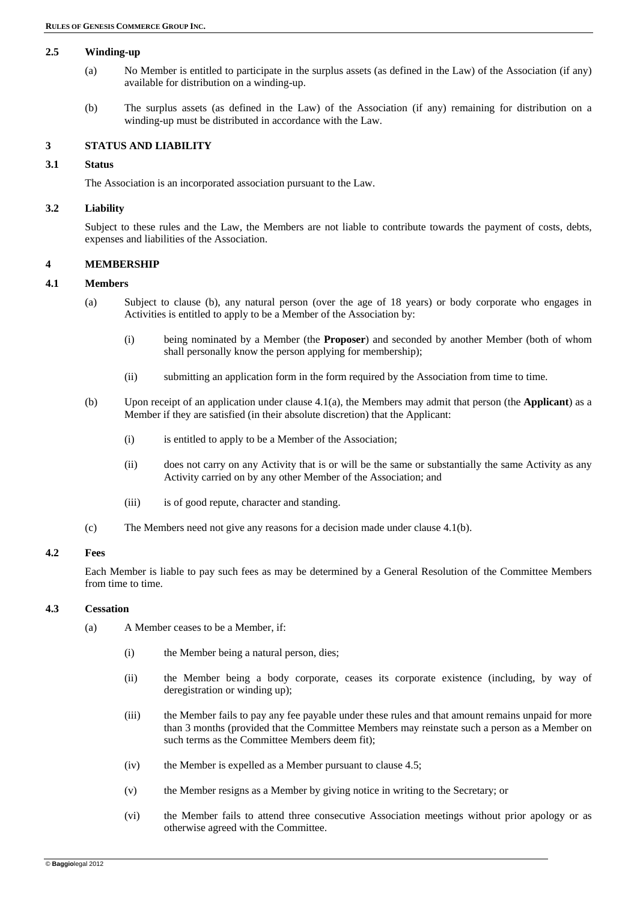### 2.5 Winding-up

(a) No Member is entitled to participate in the surplus assets (as defined in the Law) of the Association (if any) available for distribution on a winding-up.

(b) The surplus assets (as defined in the Law) of the Association (if any) remaining for distribution on a winding-up must be distributed in accordance with the Law.

## 3 STATUS AND LIABILITY

### 3.1 Status

The Association is an incorporated association pursuant to the Law.

### 3.2 Liability

Subject to these rules and the Law, the Members are not liable to contribute towards the payment of costs, debts, expenses and liabilities of the Association.

## 4 MEMBERSHIP

### 4.1 Members

(a) Subject to clause (b), any natural person (over the age of 18 years) or body corporate who engages in Activities is entitled to apply to be a Member of the Association by:

  (i) being nominated by a Member (the **Proposer**) and seconded by another Member (both of whom shall personally know the person applying for membership);

  (ii) submitting an application form in the form required by the Association from time to time.

(b) Upon receipt of an application under clause 4.1(a), the Members may admit that person (the **Applicant**) as a Member if they are satisfied (in their absolute discretion) that the Applicant:

  (i) is entitled to apply to be a Member of the Association;

  (ii) does not carry on any Activity that is or will be the same or substantially the same Activity as any Activity carried on by any other Member of the Association; and

  (iii) is of good repute, character and standing.

(c) The Members need not give any reasons for a decision made under clause 4.1(b).

### 4.2 Fees

Each Member is liable to pay such fees as may be determined by a General Resolution of the Committee Members from time to time.

### 4.3 Cessation

(a) A Member ceases to be a Member, if:

  (i) the Member being a natural person, dies;

  (ii) the Member being a body corporate, ceases its corporate existence (including, by way of deregistration or winding up);

  (iii) the Member fails to pay any fee payable under these rules and that amount remains unpaid for more than 3 months (provided that the Committee Members may reinstate such a person as a Member on such terms as the Committee Members deem fit);

  (iv) the Member is expelled as a Member pursuant to clause 4.5;

  (v) the Member resigns as a Member by giving notice in writing to the Secretary; or

  (vi) the Member fails to attend three consecutive Association meetings without prior apology or as otherwise agreed with the Committee.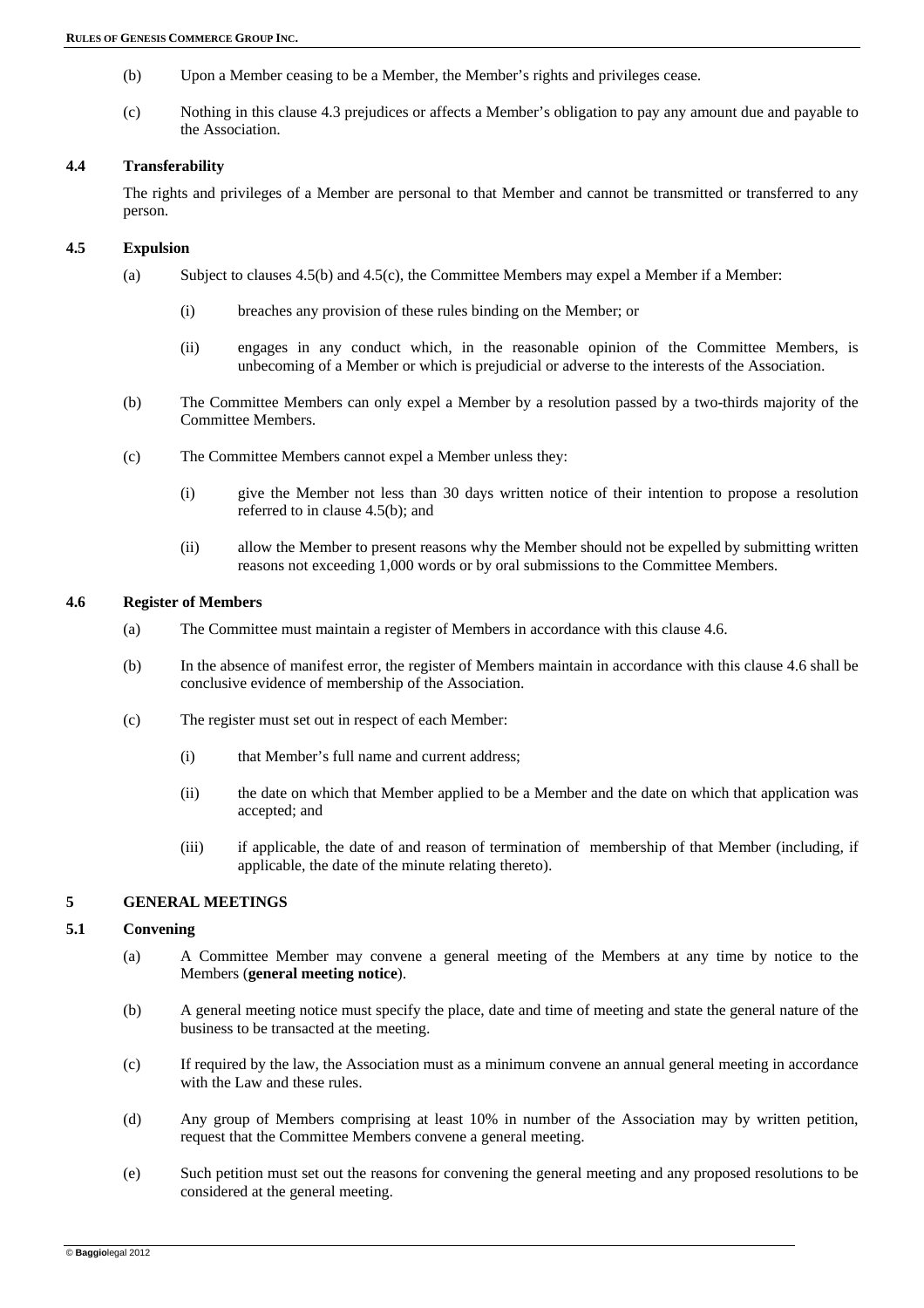(b) Upon a Member ceasing to be a Member, the Member's rights and privileges cease.

(c) Nothing in this clause 4.3 prejudices or affects a Member's obligation to pay any amount due and payable to the Association.

### 4.4 Transferability

The rights and privileges of a Member are personal to that Member and cannot be transmitted or transferred to any person.

### 4.5 Expulsion

(a) Subject to clauses 4.5(b) and 4.5(c), the Committee Members may expel a Member if a Member:

(i) breaches any provision of these rules binding on the Member; or

(ii) engages in any conduct which, in the reasonable opinion of the Committee Members, is unbecoming of a Member or which is prejudicial or adverse to the interests of the Association.

(b) The Committee Members can only expel a Member by a resolution passed by a two-thirds majority of the Committee Members.

(c) The Committee Members cannot expel a Member unless they:

(i) give the Member not less than 30 days written notice of their intention to propose a resolution referred to in clause 4.5(b); and

(ii) allow the Member to present reasons why the Member should not be expelled by submitting written reasons not exceeding 1,000 words or by oral submissions to the Committee Members.

### 4.6 Register of Members

(a) The Committee must maintain a register of Members in accordance with this clause 4.6.

(b) In the absence of manifest error, the register of Members maintain in accordance with this clause 4.6 shall be conclusive evidence of membership of the Association.

(c) The register must set out in respect of each Member:

(i) that Member's full name and current address;

(ii) the date on which that Member applied to be a Member and the date on which that application was accepted; and

(iii) if applicable, the date of and reason of termination of membership of that Member (including, if applicable, the date of the minute relating thereto).

## 5 GENERAL MEETINGS

### 5.1 Convening

(a) A Committee Member may convene a general meeting of the Members at any time by notice to the Members (**general meeting notice**).

(b) A general meeting notice must specify the place, date and time of meeting and state the general nature of the business to be transacted at the meeting.

(c) If required by the law, the Association must as a minimum convene an annual general meeting in accordance with the Law and these rules.

(d) Any group of Members comprising at least 10% in number of the Association may by written petition, request that the Committee Members convene a general meeting.

(e) Such petition must set out the reasons for convening the general meeting and any proposed resolutions to be considered at the general meeting.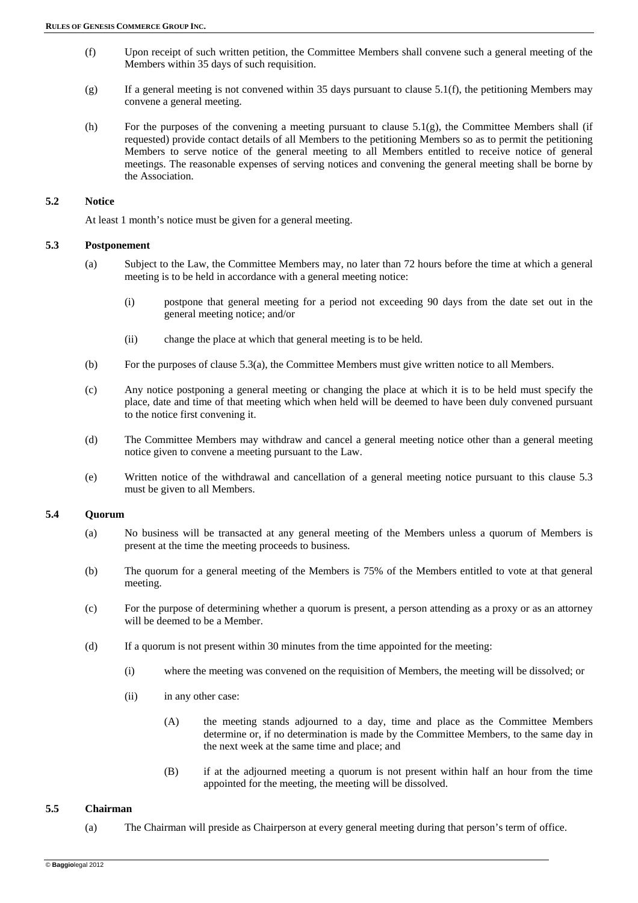(f) Upon receipt of such written petition, the Committee Members shall convene such a general meeting of the Members within 35 days of such requisition.

(g) If a general meeting is not convened within 35 days pursuant to clause 5.1(f), the petitioning Members may convene a general meeting.

(h) For the purposes of the convening a meeting pursuant to clause 5.1(g), the Committee Members shall (if requested) provide contact details of all Members to the petitioning Members so as to permit the petitioning Members to serve notice of the general meeting to all Members entitled to receive notice of general meetings. The reasonable expenses of serving notices and convening the general meeting shall be borne by the Association.

### 5.2 Notice

At least 1 month's notice must be given for a general meeting.

### 5.3 Postponement

(a) Subject to the Law, the Committee Members may, no later than 72 hours before the time at which a general meeting is to be held in accordance with a general meeting notice:

(i) postpone that general meeting for a period not exceeding 90 days from the date set out in the general meeting notice; and/or

(ii) change the place at which that general meeting is to be held.

(b) For the purposes of clause 5.3(a), the Committee Members must give written notice to all Members.

(c) Any notice postponing a general meeting or changing the place at which it is to be held must specify the place, date and time of that meeting which when held will be deemed to have been duly convened pursuant to the notice first convening it.

(d) The Committee Members may withdraw and cancel a general meeting notice other than a general meeting notice given to convene a meeting pursuant to the Law.

(e) Written notice of the withdrawal and cancellation of a general meeting notice pursuant to this clause 5.3 must be given to all Members.

### 5.4 Quorum

(a) No business will be transacted at any general meeting of the Members unless a quorum of Members is present at the time the meeting proceeds to business.

(b) The quorum for a general meeting of the Members is 75% of the Members entitled to vote at that general meeting.

(c) For the purpose of determining whether a quorum is present, a person attending as a proxy or as an attorney will be deemed to be a Member.

(d) If a quorum is not present within 30 minutes from the time appointed for the meeting:

(i) where the meeting was convened on the requisition of Members, the meeting will be dissolved; or

(ii) in any other case:

(A) the meeting stands adjourned to a day, time and place as the Committee Members determine or, if no determination is made by the Committee Members, to the same day in the next week at the same time and place; and

(B) if at the adjourned meeting a quorum is not present within half an hour from the time appointed for the meeting, the meeting will be dissolved.

### 5.5 Chairman

(a) The Chairman will preside as Chairperson at every general meeting during that person's term of office.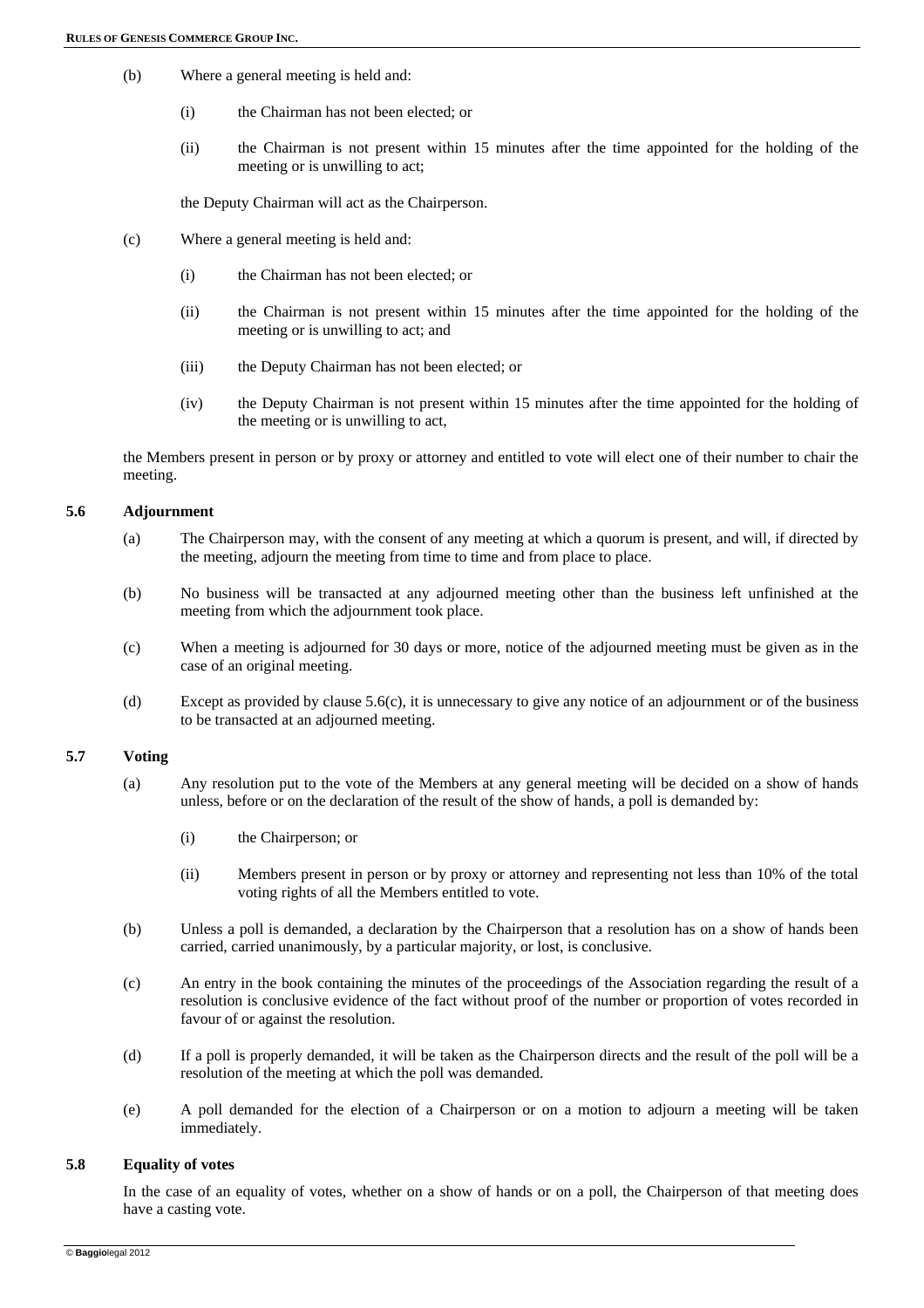(b) Where a general meeting is held and:

(i) the Chairman has not been elected; or

(ii) the Chairman is not present within 15 minutes after the time appointed for the holding of the meeting or is unwilling to act;

the Deputy Chairman will act as the Chairperson.

(c) Where a general meeting is held and:

(i) the Chairman has not been elected; or

(ii) the Chairman is not present within 15 minutes after the time appointed for the holding of the meeting or is unwilling to act; and

(iii) the Deputy Chairman has not been elected; or

(iv) the Deputy Chairman is not present within 15 minutes after the time appointed for the holding of the meeting or is unwilling to act,

the Members present in person or by proxy or attorney and entitled to vote will elect one of their number to chair the meeting.

### 5.6 Adjournment

(a) The Chairperson may, with the consent of any meeting at which a quorum is present, and will, if directed by the meeting, adjourn the meeting from time to time and from place to place.

(b) No business will be transacted at any adjourned meeting other than the business left unfinished at the meeting from which the adjournment took place.

(c) When a meeting is adjourned for 30 days or more, notice of the adjourned meeting must be given as in the case of an original meeting.

(d) Except as provided by clause 5.6(c), it is unnecessary to give any notice of an adjournment or of the business to be transacted at an adjourned meeting.

### 5.7 Voting

(a) Any resolution put to the vote of the Members at any general meeting will be decided on a show of hands unless, before or on the declaration of the result of the show of hands, a poll is demanded by:

(i) the Chairperson; or

(ii) Members present in person or by proxy or attorney and representing not less than 10% of the total voting rights of all the Members entitled to vote.

(b) Unless a poll is demanded, a declaration by the Chairperson that a resolution has on a show of hands been carried, carried unanimously, by a particular majority, or lost, is conclusive.

(c) An entry in the book containing the minutes of the proceedings of the Association regarding the result of a resolution is conclusive evidence of the fact without proof of the number or proportion of votes recorded in favour of or against the resolution.

(d) If a poll is properly demanded, it will be taken as the Chairperson directs and the result of the poll will be a resolution of the meeting at which the poll was demanded.

(e) A poll demanded for the election of a Chairperson or on a motion to adjourn a meeting will be taken immediately.

### 5.8 Equality of votes

In the case of an equality of votes, whether on a show of hands or on a poll, the Chairperson of that meeting does have a casting vote.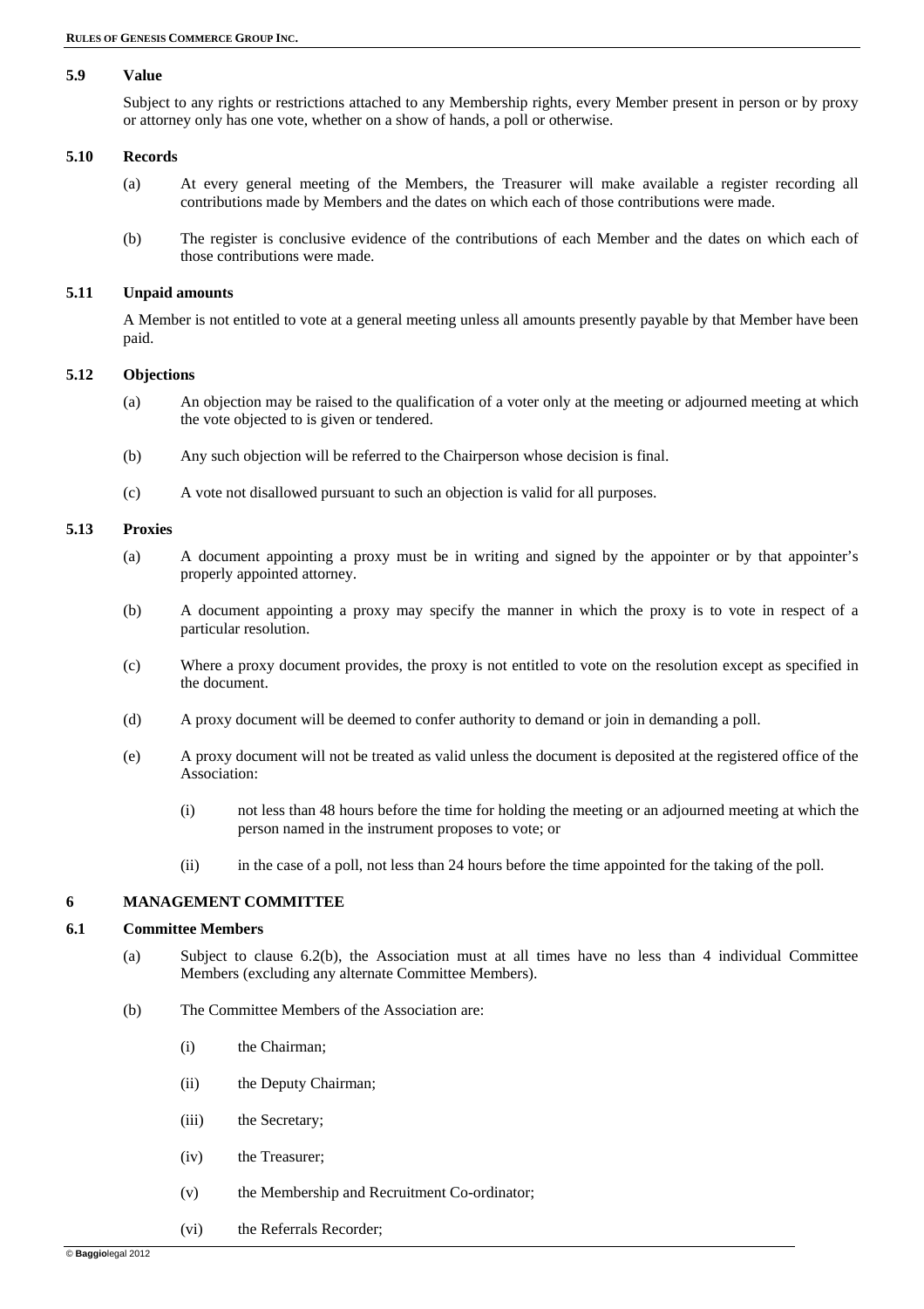### 5.9 Value

Subject to any rights or restrictions attached to any Membership rights, every Member present in person or by proxy or attorney only has one vote, whether on a show of hands, a poll or otherwise.

### 5.10 Records

(a) At every general meeting of the Members, the Treasurer will make available a register recording all contributions made by Members and the dates on which each of those contributions were made.

(b) The register is conclusive evidence of the contributions of each Member and the dates on which each of those contributions were made.

### 5.11 Unpaid amounts

A Member is not entitled to vote at a general meeting unless all amounts presently payable by that Member have been paid.

### 5.12 Objections

(a) An objection may be raised to the qualification of a voter only at the meeting or adjourned meeting at which the vote objected to is given or tendered.

(b) Any such objection will be referred to the Chairperson whose decision is final.

(c) A vote not disallowed pursuant to such an objection is valid for all purposes.

### 5.13 Proxies

(a) A document appointing a proxy must be in writing and signed by the appointer or by that appointer's properly appointed attorney.

(b) A document appointing a proxy may specify the manner in which the proxy is to vote in respect of a particular resolution.

(c) Where a proxy document provides, the proxy is not entitled to vote on the resolution except as specified in the document.

(d) A proxy document will be deemed to confer authority to demand or join in demanding a poll.

(e) A proxy document will not be treated as valid unless the document is deposited at the registered office of the Association:

(i) not less than 48 hours before the time for holding the meeting or an adjourned meeting at which the person named in the instrument proposes to vote; or

(ii) in the case of a poll, not less than 24 hours before the time appointed for the taking of the poll.

## 6 MANAGEMENT COMMITTEE

### 6.1 Committee Members

(a) Subject to clause 6.2(b), the Association must at all times have no less than 4 individual Committee Members (excluding any alternate Committee Members).

(b) The Committee Members of the Association are:

(i) the Chairman;

(ii) the Deputy Chairman;

(iii) the Secretary;

(iv) the Treasurer;

(v) the Membership and Recruitment Co-ordinator;

(vi) the Referrals Recorder;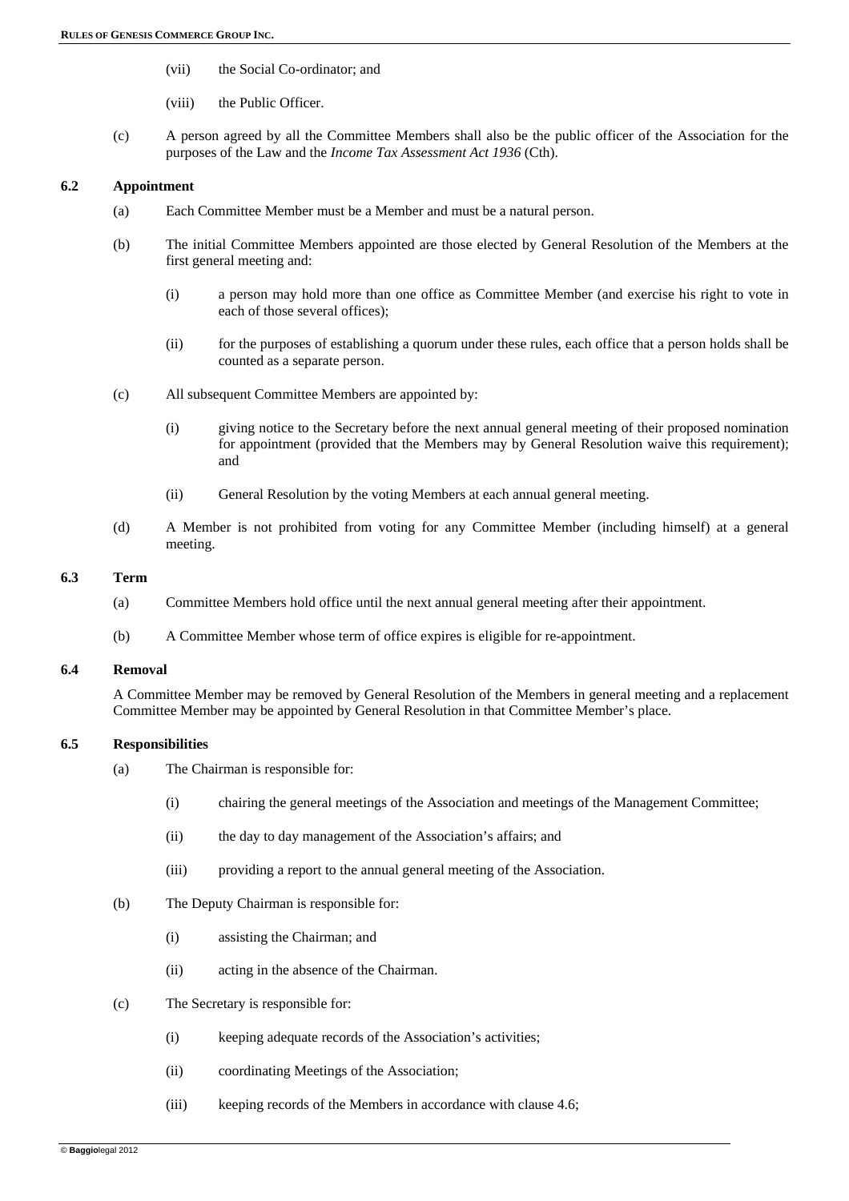(vii) the Social Co-ordinator; and

(viii) the Public Officer.

(c) A person agreed by all the Committee Members shall also be the public officer of the Association for the purposes of the Law and the *Income Tax Assessment Act 1936* (Cth).

### 6.2 Appointment

(a) Each Committee Member must be a Member and must be a natural person.

(b) The initial Committee Members appointed are those elected by General Resolution of the Members at the first general meeting and:

(i) a person may hold more than one office as Committee Member (and exercise his right to vote in each of those several offices);

(ii) for the purposes of establishing a quorum under these rules, each office that a person holds shall be counted as a separate person.

(c) All subsequent Committee Members are appointed by:

(i) giving notice to the Secretary before the next annual general meeting of their proposed nomination for appointment (provided that the Members may by General Resolution waive this requirement); and

(ii) General Resolution by the voting Members at each annual general meeting.

(d) A Member is not prohibited from voting for any Committee Member (including himself) at a general meeting.

### 6.3 Term

(a) Committee Members hold office until the next annual general meeting after their appointment.

(b) A Committee Member whose term of office expires is eligible for re-appointment.

### 6.4 Removal

A Committee Member may be removed by General Resolution of the Members in general meeting and a replacement Committee Member may be appointed by General Resolution in that Committee Member's place.

### 6.5 Responsibilities

(a) The Chairman is responsible for:

(i) chairing the general meetings of the Association and meetings of the Management Committee;

(ii) the day to day management of the Association's affairs; and

(iii) providing a report to the annual general meeting of the Association.

(b) The Deputy Chairman is responsible for:

(i) assisting the Chairman; and

(ii) acting in the absence of the Chairman.

(c) The Secretary is responsible for:

(i) keeping adequate records of the Association's activities;

(ii) coordinating Meetings of the Association;

(iii) keeping records of the Members in accordance with clause 4.6;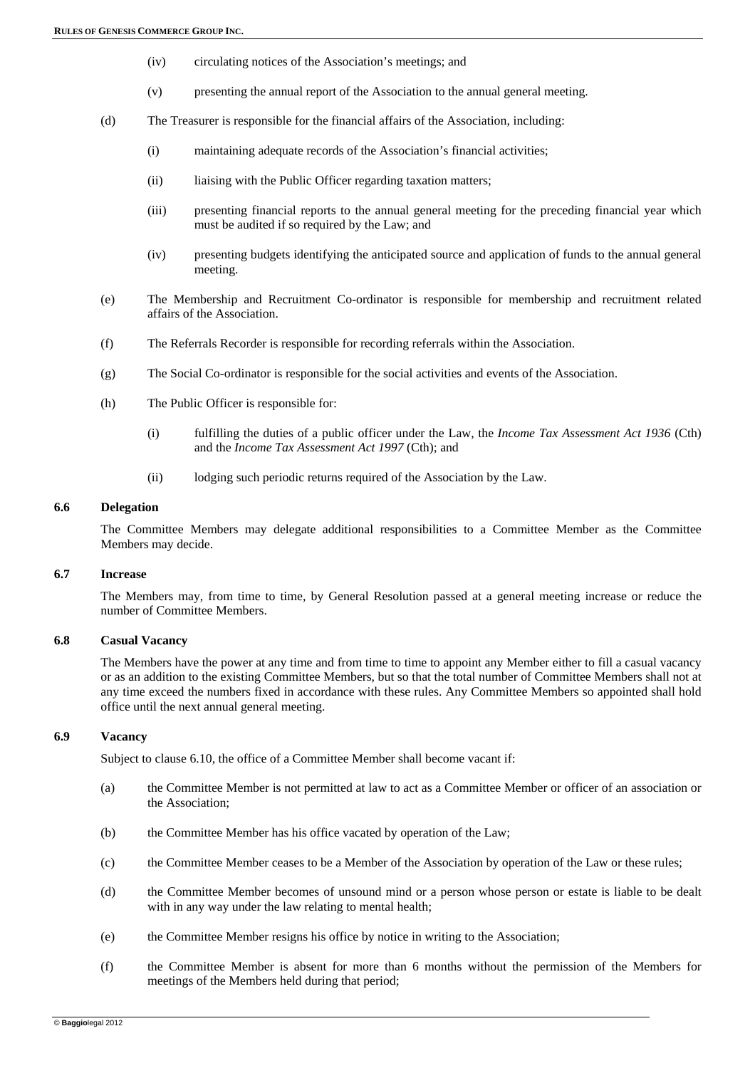(iv) circulating notices of the Association's meetings; and

(v) presenting the annual report of the Association to the annual general meeting.

(d) The Treasurer is responsible for the financial affairs of the Association, including:

(i) maintaining adequate records of the Association's financial activities;

(ii) liaising with the Public Officer regarding taxation matters;

(iii) presenting financial reports to the annual general meeting for the preceding financial year which must be audited if so required by the Law; and

(iv) presenting budgets identifying the anticipated source and application of funds to the annual general meeting.

(e) The Membership and Recruitment Co-ordinator is responsible for membership and recruitment related affairs of the Association.

(f) The Referrals Recorder is responsible for recording referrals within the Association.

(g) The Social Co-ordinator is responsible for the social activities and events of the Association.

(h) The Public Officer is responsible for:

(i) fulfilling the duties of a public officer under the Law, the *Income Tax Assessment Act 1936* (Cth) and the *Income Tax Assessment Act 1997* (Cth); and

(ii) lodging such periodic returns required of the Association by the Law.

### 6.6 Delegation

The Committee Members may delegate additional responsibilities to a Committee Member as the Committee Members may decide.

### 6.7 Increase

The Members may, from time to time, by General Resolution passed at a general meeting increase or reduce the number of Committee Members.

### 6.8 Casual Vacancy

The Members have the power at any time and from time to time to appoint any Member either to fill a casual vacancy or as an addition to the existing Committee Members, but so that the total number of Committee Members shall not at any time exceed the numbers fixed in accordance with these rules. Any Committee Members so appointed shall hold office until the next annual general meeting.

### 6.9 Vacancy

Subject to clause 6.10, the office of a Committee Member shall become vacant if:

(a) the Committee Member is not permitted at law to act as a Committee Member or officer of an association or the Association;

(b) the Committee Member has his office vacated by operation of the Law;

(c) the Committee Member ceases to be a Member of the Association by operation of the Law or these rules;

(d) the Committee Member becomes of unsound mind or a person whose person or estate is liable to be dealt with in any way under the law relating to mental health;

(e) the Committee Member resigns his office by notice in writing to the Association;

(f) the Committee Member is absent for more than 6 months without the permission of the Members for meetings of the Members held during that period;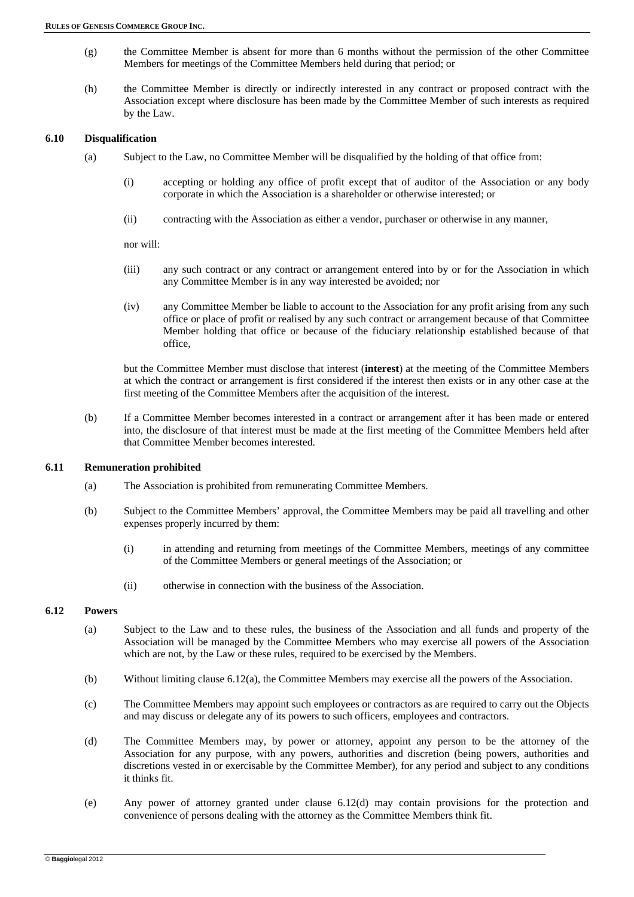(g) the Committee Member is absent for more than 6 months without the permission of the other Committee Members for meetings of the Committee Members held during that period; or

(h) the Committee Member is directly or indirectly interested in any contract or proposed contract with the Association except where disclosure has been made by the Committee Member of such interests as required by the Law.

### 6.10 Disqualification

(a) Subject to the Law, no Committee Member will be disqualified by the holding of that office from:

(i) accepting or holding any office of profit except that of auditor of the Association or any body corporate in which the Association is a shareholder or otherwise interested; or

(ii) contracting with the Association as either a vendor, purchaser or otherwise in any manner,

nor will:

(iii) any such contract or any contract or arrangement entered into by or for the Association in which any Committee Member is in any way interested be avoided; nor

(iv) any Committee Member be liable to account to the Association for any profit arising from any such office or place of profit or realised by any such contract or arrangement because of that Committee Member holding that office or because of the fiduciary relationship established because of that office,

but the Committee Member must disclose that interest (**interest**) at the meeting of the Committee Members at which the contract or arrangement is first considered if the interest then exists or in any other case at the first meeting of the Committee Members after the acquisition of the interest.

(b) If a Committee Member becomes interested in a contract or arrangement after it has been made or entered into, the disclosure of that interest must be made at the first meeting of the Committee Members held after that Committee Member becomes interested.

### 6.11 Remuneration prohibited

(a) The Association is prohibited from remunerating Committee Members.

(b) Subject to the Committee Members' approval, the Committee Members may be paid all travelling and other expenses properly incurred by them:

(i) in attending and returning from meetings of the Committee Members, meetings of any committee of the Committee Members or general meetings of the Association; or

(ii) otherwise in connection with the business of the Association.

### 6.12 Powers

(a) Subject to the Law and to these rules, the business of the Association and all funds and property of the Association will be managed by the Committee Members who may exercise all powers of the Association which are not, by the Law or these rules, required to be exercised by the Members.

(b) Without limiting clause 6.12(a), the Committee Members may exercise all the powers of the Association.

(c) The Committee Members may appoint such employees or contractors as are required to carry out the Objects and may discuss or delegate any of its powers to such officers, employees and contractors.

(d) The Committee Members may, by power or attorney, appoint any person to be the attorney of the Association for any purpose, with any powers, authorities and discretion (being powers, authorities and discretions vested in or exercisable by the Committee Member), for any period and subject to any conditions it thinks fit.

(e) Any power of attorney granted under clause 6.12(d) may contain provisions for the protection and convenience of persons dealing with the attorney as the Committee Members think fit.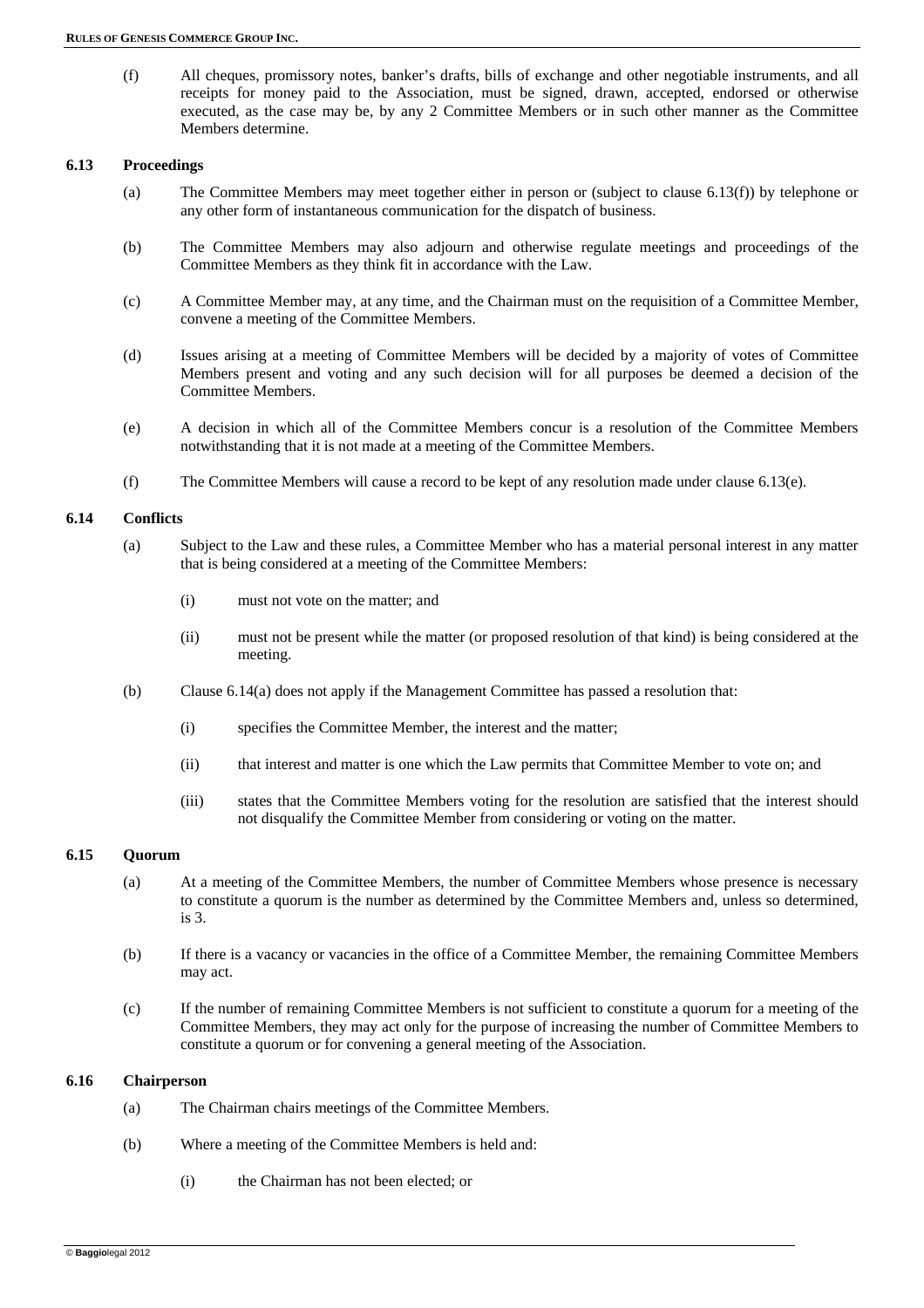(f) All cheques, promissory notes, banker's drafts, bills of exchange and other negotiable instruments, and all receipts for money paid to the Association, must be signed, drawn, accepted, endorsed or otherwise executed, as the case may be, by any 2 Committee Members or in such other manner as the Committee Members determine.

### 6.13 Proceedings

(a) The Committee Members may meet together either in person or (subject to clause 6.13(f)) by telephone or any other form of instantaneous communication for the dispatch of business.

(b) The Committee Members may also adjourn and otherwise regulate meetings and proceedings of the Committee Members as they think fit in accordance with the Law.

(c) A Committee Member may, at any time, and the Chairman must on the requisition of a Committee Member, convene a meeting of the Committee Members.

(d) Issues arising at a meeting of Committee Members will be decided by a majority of votes of Committee Members present and voting and any such decision will for all purposes be deemed a decision of the Committee Members.

(e) A decision in which all of the Committee Members concur is a resolution of the Committee Members notwithstanding that it is not made at a meeting of the Committee Members.

(f) The Committee Members will cause a record to be kept of any resolution made under clause 6.13(e).

### 6.14 Conflicts

(a) Subject to the Law and these rules, a Committee Member who has a material personal interest in any matter that is being considered at a meeting of the Committee Members:

   (i) must not vote on the matter; and

   (ii) must not be present while the matter (or proposed resolution of that kind) is being considered at the meeting.

(b) Clause 6.14(a) does not apply if the Management Committee has passed a resolution that:

   (i) specifies the Committee Member, the interest and the matter;

   (ii) that interest and matter is one which the Law permits that Committee Member to vote on; and

   (iii) states that the Committee Members voting for the resolution are satisfied that the interest should not disqualify the Committee Member from considering or voting on the matter.

### 6.15 Quorum

(a) At a meeting of the Committee Members, the number of Committee Members whose presence is necessary to constitute a quorum is the number as determined by the Committee Members and, unless so determined, is 3.

(b) If there is a vacancy or vacancies in the office of a Committee Member, the remaining Committee Members may act.

(c) If the number of remaining Committee Members is not sufficient to constitute a quorum for a meeting of the Committee Members, they may act only for the purpose of increasing the number of Committee Members to constitute a quorum or for convening a general meeting of the Association.

### 6.16 Chairperson

(a) The Chairman chairs meetings of the Committee Members.

(b) Where a meeting of the Committee Members is held and:

   (i) the Chairman has not been elected; or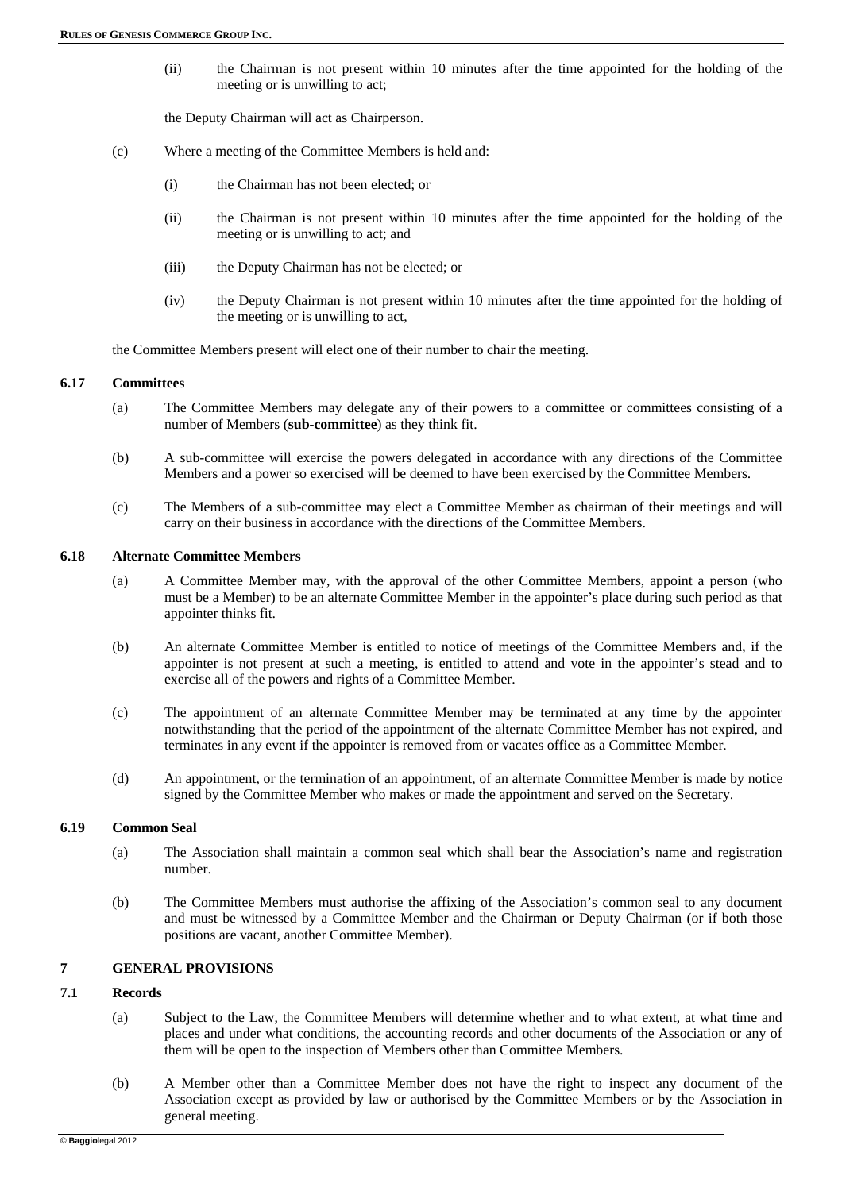(ii) the Chairman is not present within 10 minutes after the time appointed for the holding of the meeting or is unwilling to act;

the Deputy Chairman will act as Chairperson.

(c) Where a meeting of the Committee Members is held and:

(i) the Chairman has not been elected; or

(ii) the Chairman is not present within 10 minutes after the time appointed for the holding of the meeting or is unwilling to act; and

(iii) the Deputy Chairman has not be elected; or

(iv) the Deputy Chairman is not present within 10 minutes after the time appointed for the holding of the meeting or is unwilling to act,

the Committee Members present will elect one of their number to chair the meeting.

### 6.17 Committees

(a) The Committee Members may delegate any of their powers to a committee or committees consisting of a number of Members (**sub-committee**) as they think fit.

(b) A sub-committee will exercise the powers delegated in accordance with any directions of the Committee Members and a power so exercised will be deemed to have been exercised by the Committee Members.

(c) The Members of a sub-committee may elect a Committee Member as chairman of their meetings and will carry on their business in accordance with the directions of the Committee Members.

### 6.18 Alternate Committee Members

(a) A Committee Member may, with the approval of the other Committee Members, appoint a person (who must be a Member) to be an alternate Committee Member in the appointer's place during such period as that appointer thinks fit.

(b) An alternate Committee Member is entitled to notice of meetings of the Committee Members and, if the appointer is not present at such a meeting, is entitled to attend and vote in the appointer's stead and to exercise all of the powers and rights of a Committee Member.

(c) The appointment of an alternate Committee Member may be terminated at any time by the appointer notwithstanding that the period of the appointment of the alternate Committee Member has not expired, and terminates in any event if the appointer is removed from or vacates office as a Committee Member.

(d) An appointment, or the termination of an appointment, of an alternate Committee Member is made by notice signed by the Committee Member who makes or made the appointment and served on the Secretary.

### 6.19 Common Seal

(a) The Association shall maintain a common seal which shall bear the Association's name and registration number.

(b) The Committee Members must authorise the affixing of the Association's common seal to any document and must be witnessed by a Committee Member and the Chairman or Deputy Chairman (or if both those positions are vacant, another Committee Member).

## 7 GENERAL PROVISIONS

### 7.1 Records

(a) Subject to the Law, the Committee Members will determine whether and to what extent, at what time and places and under what conditions, the accounting records and other documents of the Association or any of them will be open to the inspection of Members other than Committee Members.

(b) A Member other than a Committee Member does not have the right to inspect any document of the Association except as provided by law or authorised by the Committee Members or by the Association in general meeting.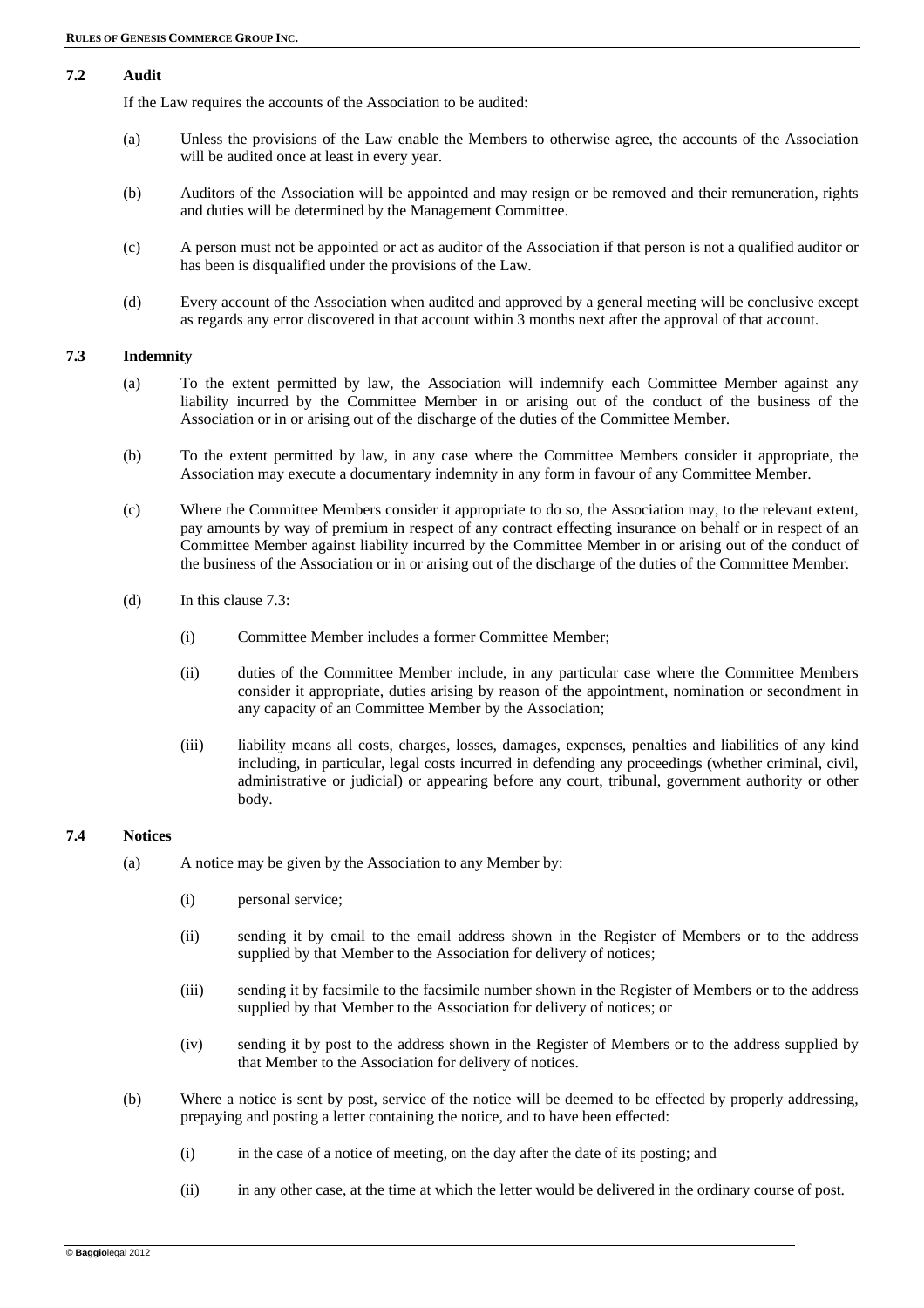### 7.2 Audit

If the Law requires the accounts of the Association to be audited:

(a) Unless the provisions of the Law enable the Members to otherwise agree, the accounts of the Association will be audited once at least in every year.

(b) Auditors of the Association will be appointed and may resign or be removed and their remuneration, rights and duties will be determined by the Management Committee.

(c) A person must not be appointed or act as auditor of the Association if that person is not a qualified auditor or has been is disqualified under the provisions of the Law.

(d) Every account of the Association when audited and approved by a general meeting will be conclusive except as regards any error discovered in that account within 3 months next after the approval of that account.

### 7.3 Indemnity

(a) To the extent permitted by law, the Association will indemnify each Committee Member against any liability incurred by the Committee Member in or arising out of the conduct of the business of the Association or in or arising out of the discharge of the duties of the Committee Member.

(b) To the extent permitted by law, in any case where the Committee Members consider it appropriate, the Association may execute a documentary indemnity in any form in favour of any Committee Member.

(c) Where the Committee Members consider it appropriate to do so, the Association may, to the relevant extent, pay amounts by way of premium in respect of any contract effecting insurance on behalf or in respect of an Committee Member against liability incurred by the Committee Member in or arising out of the conduct of the business of the Association or in or arising out of the discharge of the duties of the Committee Member.

(d) In this clause 7.3:

(i) Committee Member includes a former Committee Member;

(ii) duties of the Committee Member include, in any particular case where the Committee Members consider it appropriate, duties arising by reason of the appointment, nomination or secondment in any capacity of an Committee Member by the Association;

(iii) liability means all costs, charges, losses, damages, expenses, penalties and liabilities of any kind including, in particular, legal costs incurred in defending any proceedings (whether criminal, civil, administrative or judicial) or appearing before any court, tribunal, government authority or other body.

### 7.4 Notices

(a) A notice may be given by the Association to any Member by:

(i) personal service;

(ii) sending it by email to the email address shown in the Register of Members or to the address supplied by that Member to the Association for delivery of notices;

(iii) sending it by facsimile to the facsimile number shown in the Register of Members or to the address supplied by that Member to the Association for delivery of notices; or

(iv) sending it by post to the address shown in the Register of Members or to the address supplied by that Member to the Association for delivery of notices.

(b) Where a notice is sent by post, service of the notice will be deemed to be effected by properly addressing, prepaying and posting a letter containing the notice, and to have been effected:

(i) in the case of a notice of meeting, on the day after the date of its posting; and

(ii) in any other case, at the time at which the letter would be delivered in the ordinary course of post.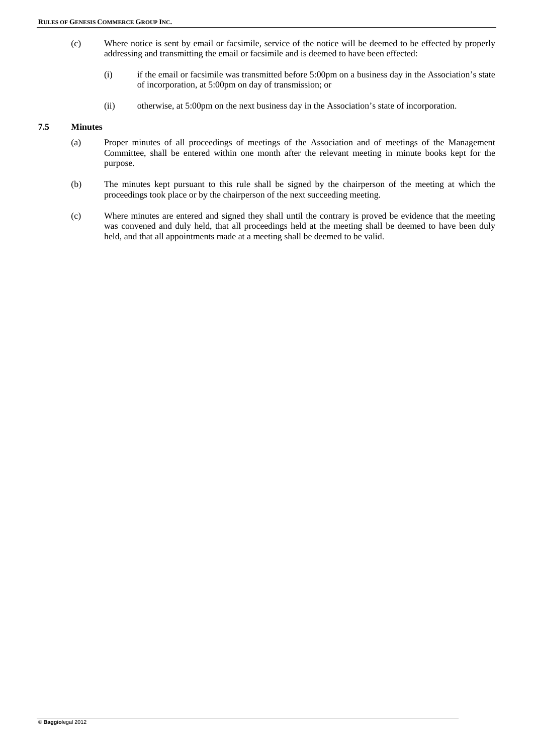(c) Where notice is sent by email or facsimile, service of the notice will be deemed to be effected by properly addressing and transmitting the email or facsimile and is deemed to have been effected:

(i) if the email or facsimile was transmitted before 5:00pm on a business day in the Association's state of incorporation, at 5:00pm on day of transmission; or

(ii) otherwise, at 5:00pm on the next business day in the Association's state of incorporation.

### 7.5 Minutes

(a) Proper minutes of all proceedings of meetings of the Association and of meetings of the Management Committee, shall be entered within one month after the relevant meeting in minute books kept for the purpose.

(b) The minutes kept pursuant to this rule shall be signed by the chairperson of the meeting at which the proceedings took place or by the chairperson of the next succeeding meeting.

(c) Where minutes are entered and signed they shall until the contrary is proved be evidence that the meeting was convened and duly held, that all proceedings held at the meeting shall be deemed to have been duly held, and that all appointments made at a meeting shall be deemed to be valid.